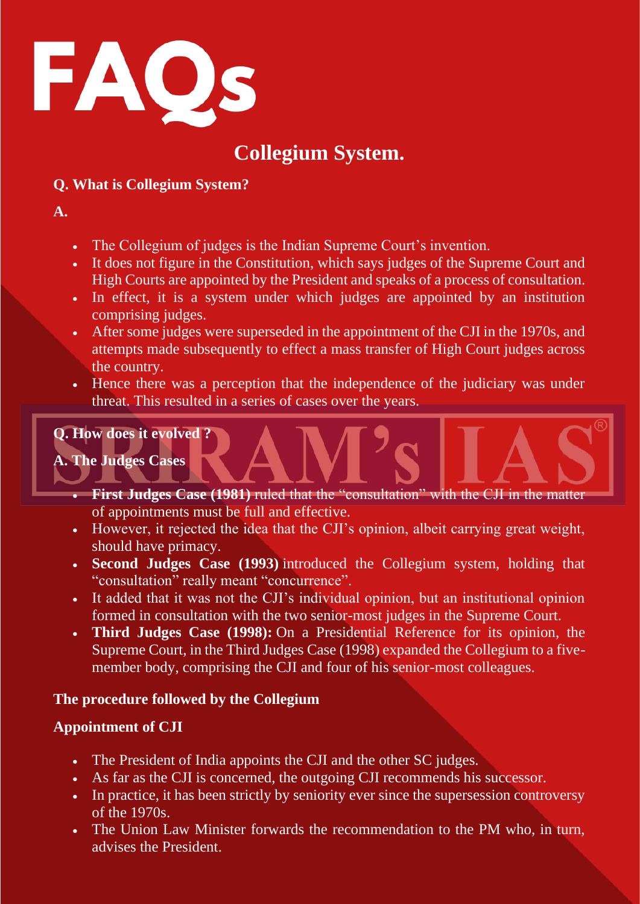# FAQs

## Collegium System.

**Q. What is Collegium System?**

**A.**

- The Collegium of judges is the Indian Supreme Court's invention.
- It does not figure in the Constitution, which says judges of the Supreme Court and High Courts are appointed by the President and speaks of a process of consultation.
- In effect, it is a system under which judges are appointed by an institution comprising judges.
- After some judges were superseded in the appointment of the CJI in the 1970s, and attempts made subsequently to effect a mass transfer of High Court judges across the country.
- Hence there was a perception that the independence of the judiciary was under threat. This resulted in a series of cases over the years.

**Q. How does it evolved ?**

**A. The Judges Cases**

- **First Judges Case (1981)** ruled that the "consultation" with the CJI in the matter of appointments must be full and effective.
- However, it rejected the idea that the CJI's opinion, albeit carrying great weight, should have primacy.
- **Second Judges Case (1993)** introduced the Collegium system, holding that "consultation" really meant "concurrence".
- It added that it was not the CJI's individual opinion, but an institutional opinion formed in consultation with the two senior-most judges in the Supreme Court.
- **Third Judges Case (1998):** On a Presidential Reference for its opinion, the Supreme Court, in the Third Judges Case (1998) expanded the Collegium to a five-member body, comprising the CJI and four of his senior-most colleagues.

**The procedure followed by the Collegium**

**Appointment of CJI**

- The President of India appoints the CJI and the other SC judges.
- As far as the CJI is concerned, the outgoing CJI recommends his successor.
- In practice, it has been strictly by seniority ever since the supersession controversy of the 1970s.
- The Union Law Minister forwards the recommendation to the PM who, in turn, advises the President.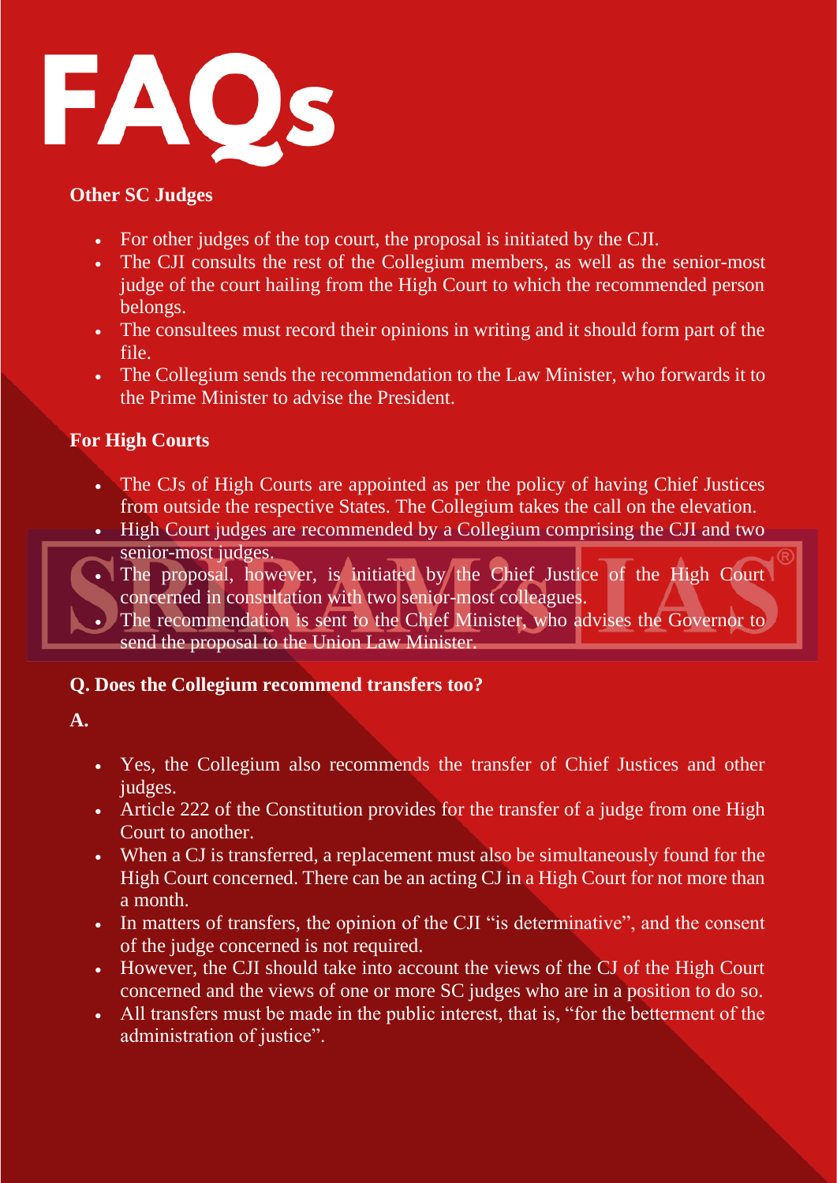# FAQs

**Other SC Judges**

- For other judges of the top court, the proposal is initiated by the CJI.
- The CJI consults the rest of the Collegium members, as well as the senior-most judge of the court hailing from the High Court to which the recommended person belongs.
- The consultees must record their opinions in writing and it should form part of the file.
- The Collegium sends the recommendation to the Law Minister, who forwards it to the Prime Minister to advise the President.

**For High Courts**

- The CJs of High Courts are appointed as per the policy of having Chief Justices from outside the respective States. The Collegium takes the call on the elevation.
- High Court judges are recommended by a Collegium comprising the CJI and two senior-most judges.
- The proposal, however, is initiated by the Chief Justice of the High Court concerned in consultation with two senior-most colleagues.
- The recommendation is sent to the Chief Minister, who advises the Governor to send the proposal to the Union Law Minister.

**Q. Does the Collegium recommend transfers too?**

**A.**

- Yes, the Collegium also recommends the transfer of Chief Justices and other judges.
- Article 222 of the Constitution provides for the transfer of a judge from one High Court to another.
- When a CJ is transferred, a replacement must also be simultaneously found for the High Court concerned. There can be an acting CJ in a High Court for not more than a month.
- In matters of transfers, the opinion of the CJI "is determinative", and the consent of the judge concerned is not required.
- However, the CJI should take into account the views of the CJ of the High Court concerned and the views of one or more SC judges who are in a position to do so.
- All transfers must be made in the public interest, that is, "for the betterment of the administration of justice".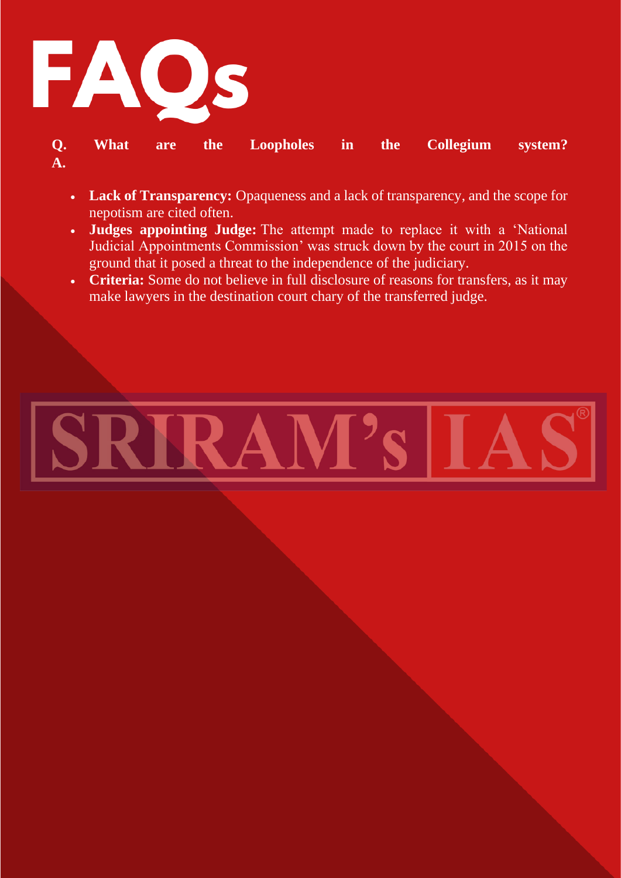# FAQs

**Q. What are the Loopholes in the Collegium system?**
**A.**

- **Lack of Transparency:** Opaqueness and a lack of transparency, and the scope for nepotism are cited often.
- **Judges appointing Judge:** The attempt made to replace it with a 'National Judicial Appointments Commission' was struck down by the court in 2015 on the ground that it posed a threat to the independence of the judiciary.
- **Criteria:** Some do not believe in full disclosure of reasons for transfers, as it may make lawyers in the destination court chary of the transferred judge.